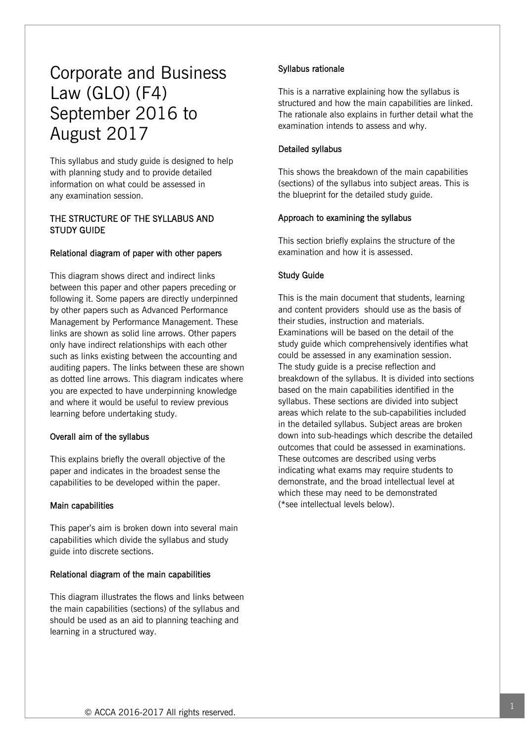# Corporate and Business Law (GLO) (F4) September 2016 to August 2017

This syllabus and study guide is designed to help with planning study and to provide detailed information on what could be assessed in any examination session.

## THE STRUCTURE OF THE SYLLABUS AND STUDY GUIDE

### Relational diagram of paper with other papers

This diagram shows direct and indirect links between this paper and other papers preceding or following it. Some papers are directly underpinned by other papers such as Advanced Performance Management by Performance Management. These links are shown as solid line arrows. Other papers only have indirect relationships with each other such as links existing between the accounting and auditing papers. The links between these are shown as dotted line arrows. This diagram indicates where you are expected to have underpinning knowledge and where it would be useful to review previous learning before undertaking study.

### Overall aim of the syllabus

This explains briefly the overall objective of the paper and indicates in the broadest sense the capabilities to be developed within the paper.

### Main capabilities

This paper's aim is broken down into several main capabilities which divide the syllabus and study guide into discrete sections.

### Relational diagram of the main capabilities

This diagram illustrates the flows and links between the main capabilities (sections) of the syllabus and should be used as an aid to planning teaching and learning in a structured way.

### Syllabus rationale

This is a narrative explaining how the syllabus is structured and how the main capabilities are linked. The rationale also explains in further detail what the examination intends to assess and why.

### Detailed syllabus

This shows the breakdown of the main capabilities (sections) of the syllabus into subject areas. This is the blueprint for the detailed study guide.

### Approach to examining the syllabus

This section briefly explains the structure of the examination and how it is assessed.

### Study Guide

This is the main document that students, learning and content providers should use as the basis of their studies, instruction and materials. Examinations will be based on the detail of the study guide which comprehensively identifies what could be assessed in any examination session. The study guide is a precise reflection and breakdown of the syllabus. It is divided into sections based on the main capabilities identified in the syllabus. These sections are divided into subject areas which relate to the sub-capabilities included in the detailed syllabus. Subject areas are broken down into sub-headings which describe the detailed outcomes that could be assessed in examinations. These outcomes are described using verbs indicating what exams may require students to demonstrate, and the broad intellectual level at which these may need to be demonstrated (*see intellectual levels below).

© ACCA 2016-2017 All rights reserved.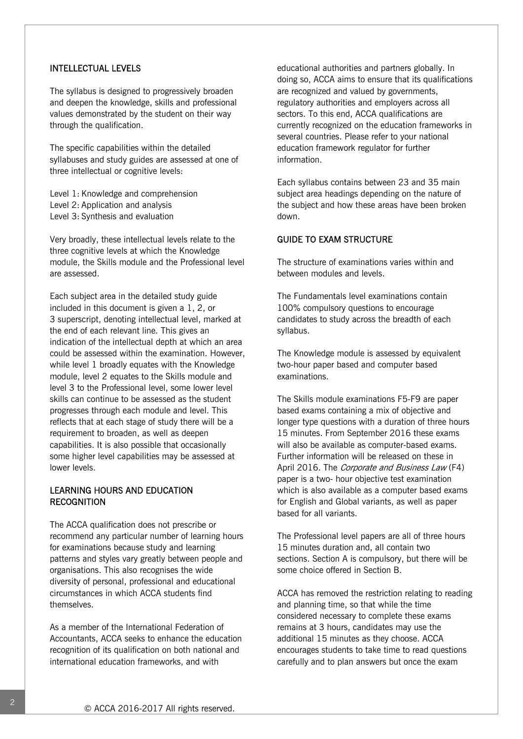## INTELLECTUAL LEVELS

The syllabus is designed to progressively broaden and deepen the knowledge, skills and professional values demonstrated by the student on their way through the qualification.

The specific capabilities within the detailed syllabuses and study guides are assessed at one of three intellectual or cognitive levels:

Level 1: Knowledge and comprehension
Level 2: Application and analysis
Level 3: Synthesis and evaluation

Very broadly, these intellectual levels relate to the three cognitive levels at which the Knowledge module, the Skills module and the Professional level are assessed.

Each subject area in the detailed study guide included in this document is given a 1, 2, or 3 superscript, denoting intellectual level, marked at the end of each relevant line. This gives an indication of the intellectual depth at which an area could be assessed within the examination. However, while level 1 broadly equates with the Knowledge module, level 2 equates to the Skills module and level 3 to the Professional level, some lower level skills can continue to be assessed as the student progresses through each module and level. This reflects that at each stage of study there will be a requirement to broaden, as well as deepen capabilities. It is also possible that occasionally some higher level capabilities may be assessed at lower levels.

## LEARNING HOURS AND EDUCATION RECOGNITION

The ACCA qualification does not prescribe or recommend any particular number of learning hours for examinations because study and learning patterns and styles vary greatly between people and organisations. This also recognises the wide diversity of personal, professional and educational circumstances in which ACCA students find themselves.

As a member of the International Federation of Accountants, ACCA seeks to enhance the education recognition of its qualification on both national and international education frameworks, and with educational authorities and partners globally. In doing so, ACCA aims to ensure that its qualifications are recognized and valued by governments, regulatory authorities and employers across all sectors. To this end, ACCA qualifications are currently recognized on the education frameworks in several countries. Please refer to your national education framework regulator for further information.

Each syllabus contains between 23 and 35 main subject area headings depending on the nature of the subject and how these areas have been broken down.

## GUIDE TO EXAM STRUCTURE

The structure of examinations varies within and between modules and levels.

The Fundamentals level examinations contain 100% compulsory questions to encourage candidates to study across the breadth of each syllabus.

The Knowledge module is assessed by equivalent two-hour paper based and computer based examinations.

The Skills module examinations F5-F9 are paper based exams containing a mix of objective and longer type questions with a duration of three hours 15 minutes. From September 2016 these exams will also be available as computer-based exams. Further information will be released on these in April 2016. The *Corporate and Business Law* (F4) paper is a two- hour objective test examination which is also available as a computer based exams for English and Global variants, as well as paper based for all variants.

The Professional level papers are all of three hours 15 minutes duration and, all contain two sections. Section A is compulsory, but there will be some choice offered in Section B.

ACCA has removed the restriction relating to reading and planning time, so that while the time considered necessary to complete these exams remains at 3 hours, candidates may use the additional 15 minutes as they choose. ACCA encourages students to take time to read questions carefully and to plan answers but once the exam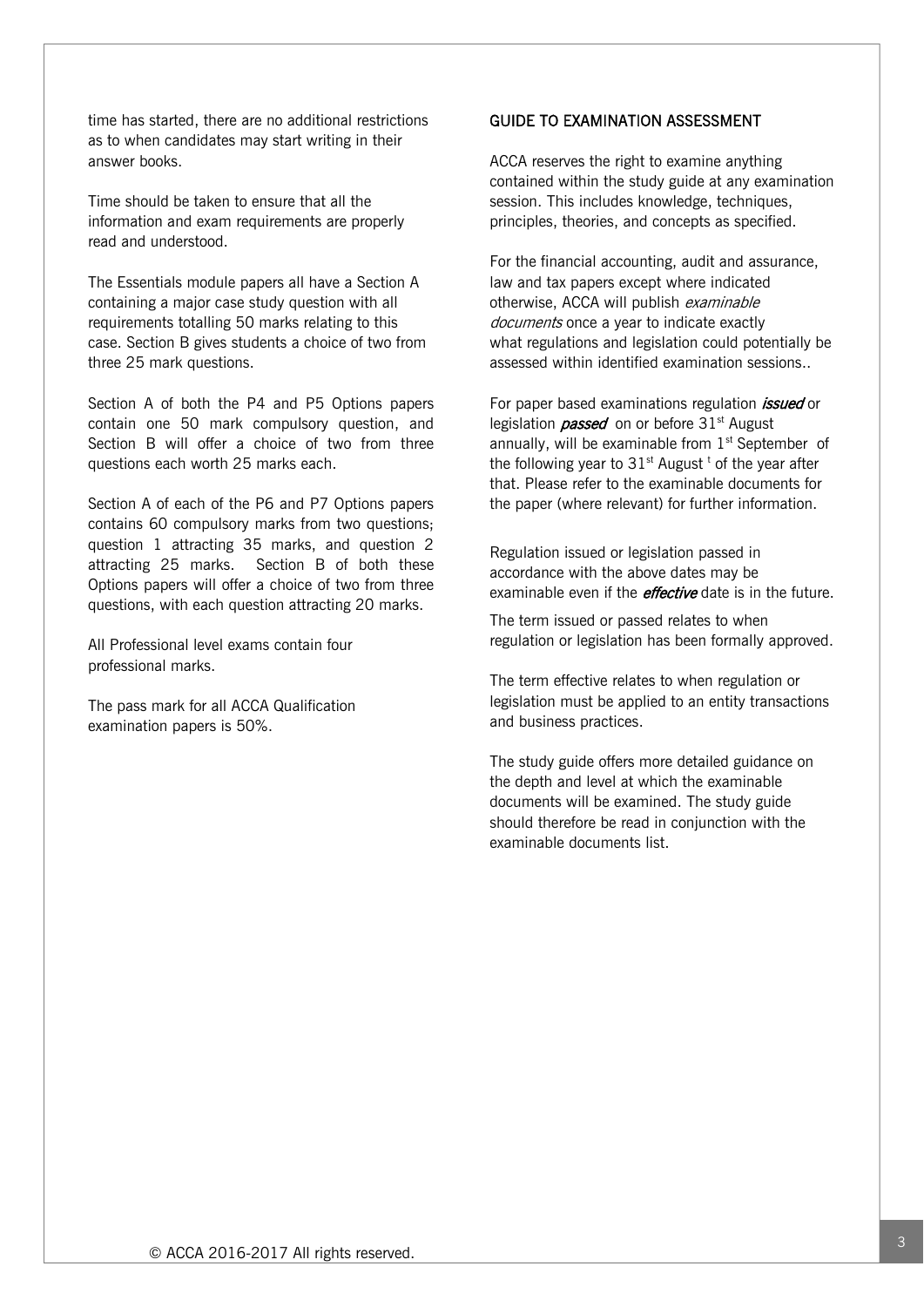time has started, there are no additional restrictions as to when candidates may start writing in their answer books.

Time should be taken to ensure that all the information and exam requirements are properly read and understood.

The Essentials module papers all have a Section A containing a major case study question with all requirements totalling 50 marks relating to this case. Section B gives students a choice of two from three 25 mark questions.

Section A of both the P4 and P5 Options papers contain one 50 mark compulsory question, and Section B will offer a choice of two from three questions each worth 25 marks each.

Section A of each of the P6 and P7 Options papers contains 60 compulsory marks from two questions; question 1 attracting 35 marks, and question 2 attracting 25 marks. Section B of both these Options papers will offer a choice of two from three questions, with each question attracting 20 marks.

All Professional level exams contain four professional marks.

The pass mark for all ACCA Qualification examination papers is 50%.

## GUIDE TO EXAMINATION ASSESSMENT

ACCA reserves the right to examine anything contained within the study guide at any examination session. This includes knowledge, techniques, principles, theories, and concepts as specified.

For the financial accounting, audit and assurance, law and tax papers except where indicated otherwise, ACCA will publish *examinable documents* once a year to indicate exactly what regulations and legislation could potentially be assessed within identified examination sessions..

For paper based examinations regulation ***issued*** or legislation ***passed*** on or before 31st August annually, will be examinable from 1st September of the following year to 31st August t of the year after that. Please refer to the examinable documents for the paper (where relevant) for further information.

Regulation issued or legislation passed in accordance with the above dates may be examinable even if the ***effective*** date is in the future.

The term issued or passed relates to when regulation or legislation has been formally approved.

The term effective relates to when regulation or legislation must be applied to an entity transactions and business practices.

The study guide offers more detailed guidance on the depth and level at which the examinable documents will be examined. The study guide should therefore be read in conjunction with the examinable documents list.

© ACCA 2016-2017 All rights reserved.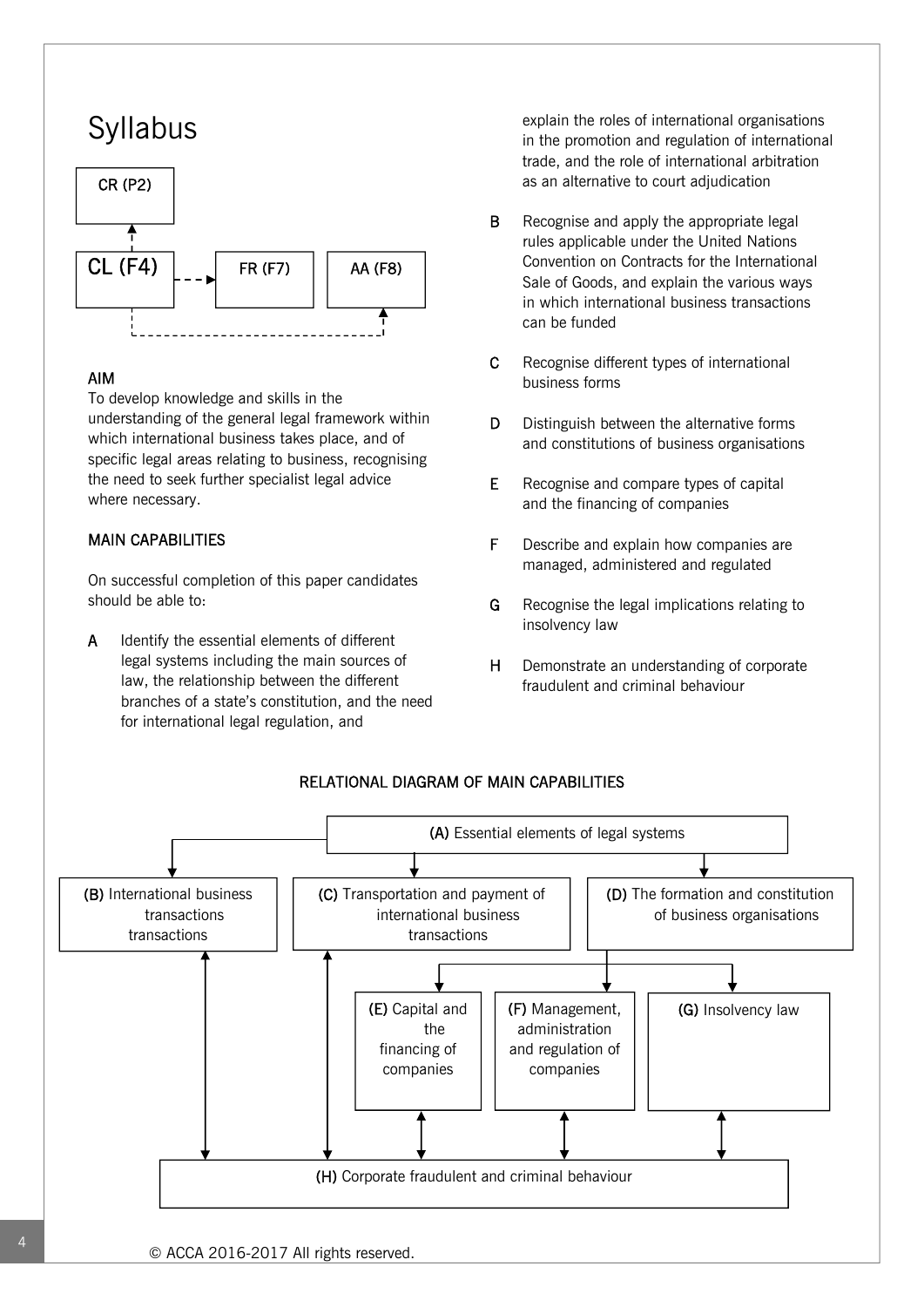# Syllabus

CR (P2)

CL (F4) → FR (F7) | AA (F8)

## AIM

To develop knowledge and skills in the understanding of the general legal framework within which international business takes place, and of specific legal areas relating to business, recognising the need to seek further specialist legal advice where necessary.

## MAIN CAPABILITIES

On successful completion of this paper candidates should be able to:

**A** Identify the essential elements of different legal systems including the main sources of law, the relationship between the different branches of a state's constitution, and the need for international legal regulation, and explain the roles of international organisations in the promotion and regulation of international trade, and the role of international arbitration as an alternative to court adjudication

**B** Recognise and apply the appropriate legal rules applicable under the United Nations Convention on Contracts for the International Sale of Goods, and explain the various ways in which international business transactions can be funded

**C** Recognise different types of international business forms

**D** Distinguish between the alternative forms and constitutions of business organisations

**E** Recognise and compare types of capital and the financing of companies

**F** Describe and explain how companies are managed, administered and regulated

**G** Recognise the legal implications relating to insolvency law

**H** Demonstrate an understanding of corporate fraudulent and criminal behaviour

## RELATIONAL DIAGRAM OF MAIN CAPABILITIES

**(A)** Essential elements of legal systems

**(B)** International business transactions transactions

**(C)** Transportation and payment of international business transactions

**(D)** The formation and constitution of business organisations

**(E)** Capital and the financing of companies

**(F)** Management, administration and regulation of companies

**(G)** Insolvency law

**(H)** Corporate fraudulent and criminal behaviour

© ACCA 2016-2017 All rights reserved.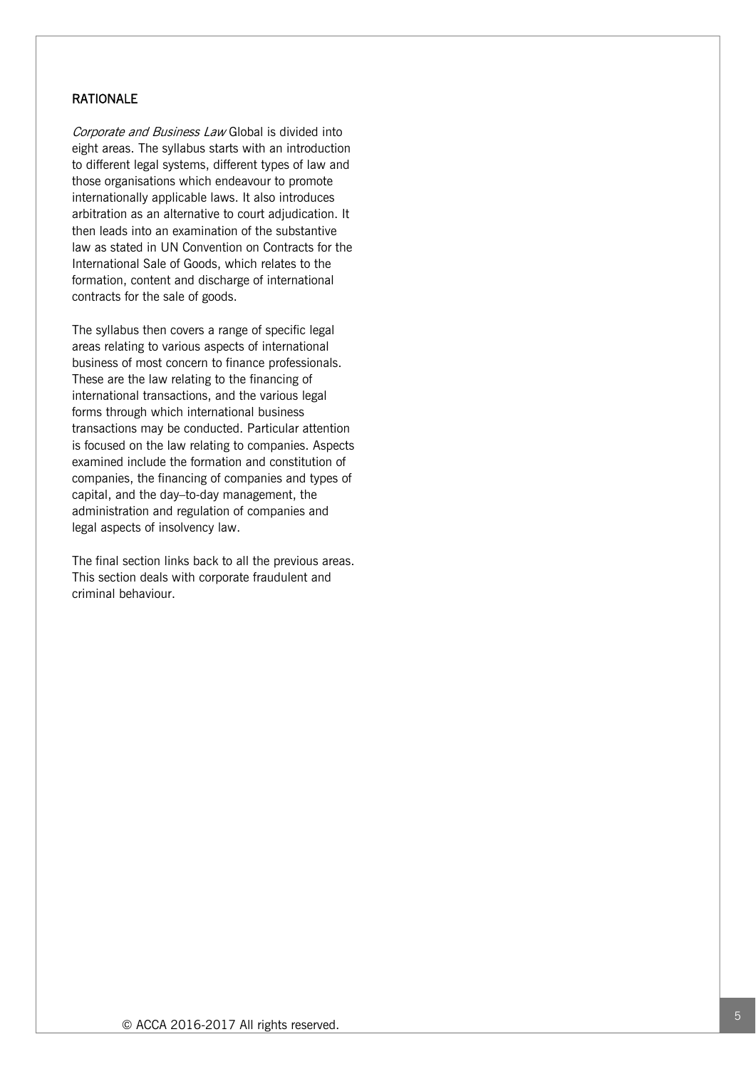## RATIONALE

*Corporate and Business Law* Global is divided into eight areas. The syllabus starts with an introduction to different legal systems, different types of law and those organisations which endeavour to promote internationally applicable laws. It also introduces arbitration as an alternative to court adjudication. It then leads into an examination of the substantive law as stated in UN Convention on Contracts for the International Sale of Goods, which relates to the formation, content and discharge of international contracts for the sale of goods.

The syllabus then covers a range of specific legal areas relating to various aspects of international business of most concern to finance professionals. These are the law relating to the financing of international transactions, and the various legal forms through which international business transactions may be conducted. Particular attention is focused on the law relating to companies. Aspects examined include the formation and constitution of companies, the financing of companies and types of capital, and the day–to-day management, the administration and regulation of companies and legal aspects of insolvency law.

The final section links back to all the previous areas. This section deals with corporate fraudulent and criminal behaviour.

© ACCA 2016-2017 All rights reserved.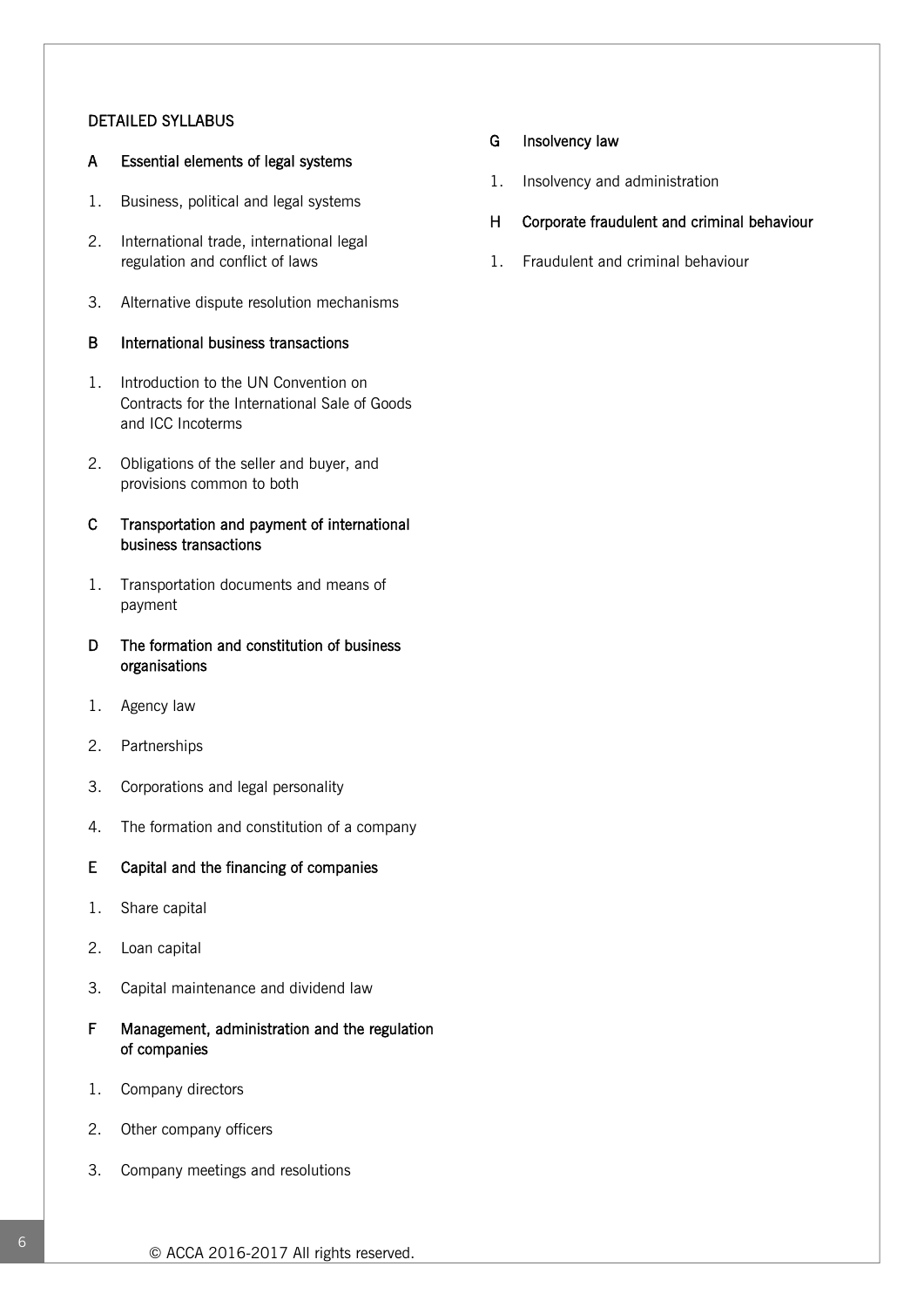## DETAILED SYLLABUS

### A Essential elements of legal systems

1. Business, political and legal systems
2. International trade, international legal regulation and conflict of laws
3. Alternative dispute resolution mechanisms

### B International business transactions

1. Introduction to the UN Convention on Contracts for the International Sale of Goods and ICC Incoterms
2. Obligations of the seller and buyer, and provisions common to both

### C Transportation and payment of international business transactions

1. Transportation documents and means of payment

### D The formation and constitution of business organisations

1. Agency law
2. Partnerships
3. Corporations and legal personality
4. The formation and constitution of a company

### E Capital and the financing of companies

1. Share capital
2. Loan capital
3. Capital maintenance and dividend law

### F Management, administration and the regulation of companies

1. Company directors
2. Other company officers
3. Company meetings and resolutions

### G Insolvency law

1. Insolvency and administration

### H Corporate fraudulent and criminal behaviour

1. Fraudulent and criminal behaviour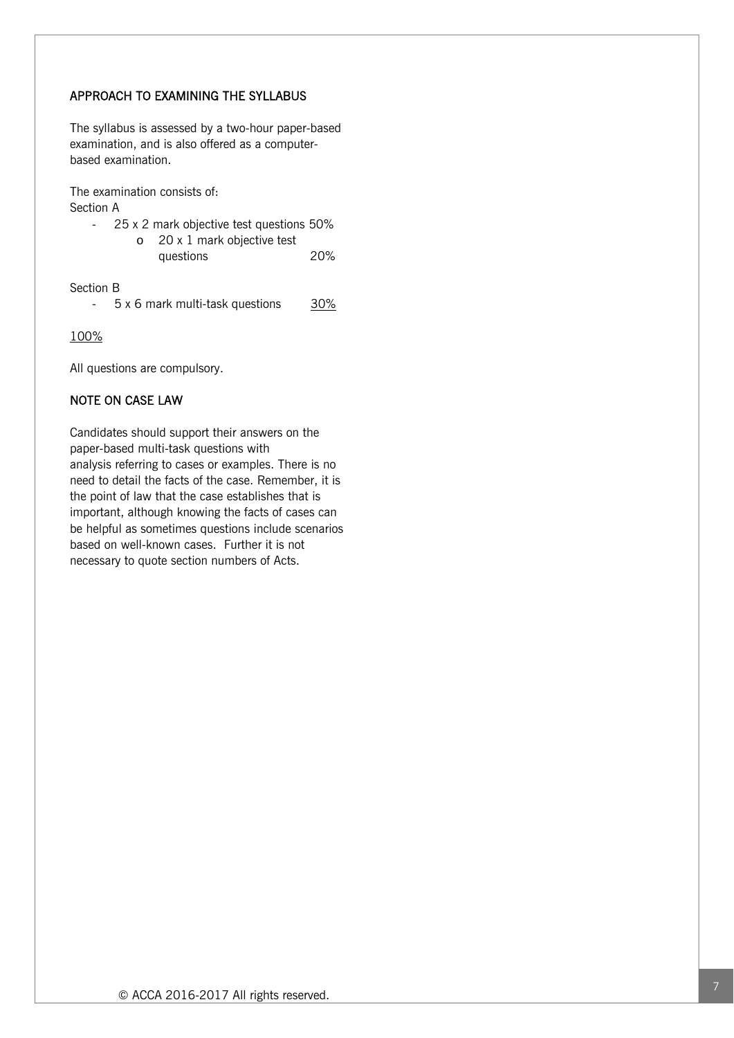## APPROACH TO EXAMINING THE SYLLABUS

The syllabus is assessed by a two-hour paper-based examination, and is also offered as a computer-based examination.

The examination consists of:

Section A

- 25 x 2 mark objective test questions 50%
  - o 20 x 1 mark objective test questions 20%

Section B

- 5 x 6 mark multi-task questions 30%

100%

All questions are compulsory.

## NOTE ON CASE LAW

Candidates should support their answers on the paper-based multi-task questions with analysis referring to cases or examples. There is no need to detail the facts of the case. Remember, it is the point of law that the case establishes that is important, although knowing the facts of cases can be helpful as sometimes questions include scenarios based on well-known cases. Further it is not necessary to quote section numbers of Acts.

© ACCA 2016-2017 All rights reserved.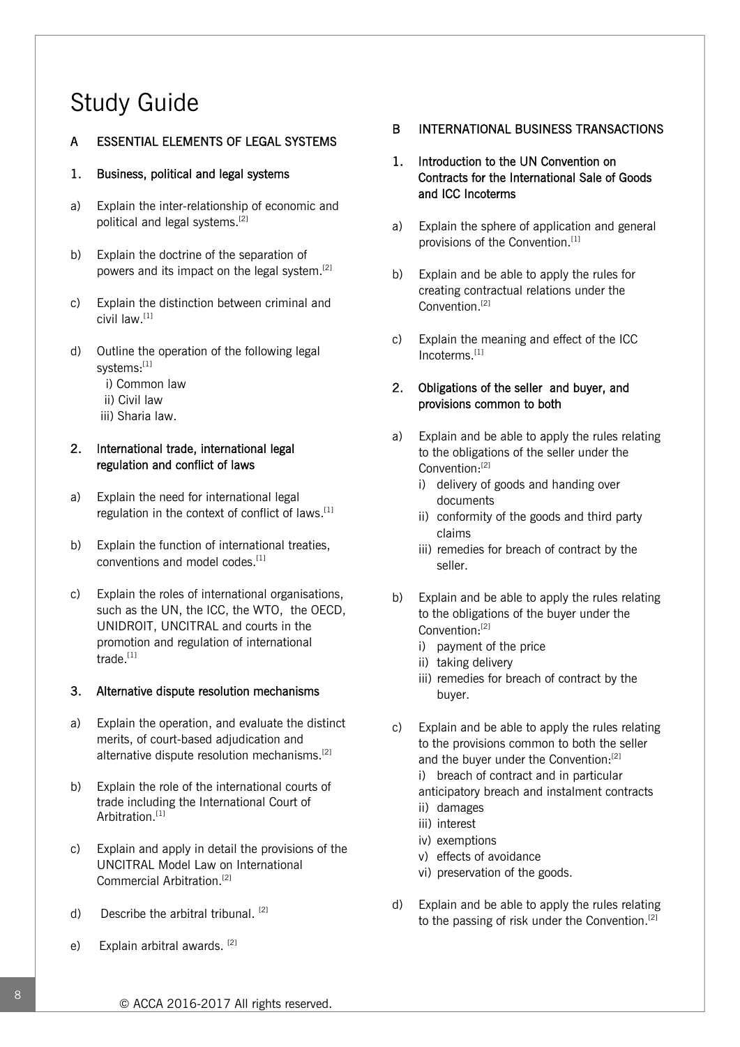# Study Guide

## A ESSENTIAL ELEMENTS OF LEGAL SYSTEMS

### 1. Business, political and legal systems

a) Explain the inter-relationship of economic and political and legal systems.[2]

b) Explain the doctrine of the separation of powers and its impact on the legal system.[2]

c) Explain the distinction between criminal and civil law.[1]

d) Outline the operation of the following legal systems:[1]
   i) Common law
   ii) Civil law
   iii) Sharia law.

### 2. International trade, international legal regulation and conflict of laws

a) Explain the need for international legal regulation in the context of conflict of laws.[1]

b) Explain the function of international treaties, conventions and model codes.[1]

c) Explain the roles of international organisations, such as the UN, the ICC, the WTO, the OECD, UNIDROIT, UNCITRAL and courts in the promotion and regulation of international trade.[1]

### 3. Alternative dispute resolution mechanisms

a) Explain the operation, and evaluate the distinct merits, of court-based adjudication and alternative dispute resolution mechanisms.[2]

b) Explain the role of the international courts of trade including the International Court of Arbitration.[1]

c) Explain and apply in detail the provisions of the UNCITRAL Model Law on International Commercial Arbitration.[2]

d) Describe the arbitral tribunal.[2]

e) Explain arbitral awards.[2]

## B INTERNATIONAL BUSINESS TRANSACTIONS

### 1. Introduction to the UN Convention on Contracts for the International Sale of Goods and ICC Incoterms

a) Explain the sphere of application and general provisions of the Convention.[1]

b) Explain and be able to apply the rules for creating contractual relations under the Convention.[2]

c) Explain the meaning and effect of the ICC Incoterms.[1]

### 2. Obligations of the seller and buyer, and provisions common to both

a) Explain and be able to apply the rules relating to the obligations of the seller under the Convention:[2]
   i) delivery of goods and handing over documents
   ii) conformity of the goods and third party claims
   iii) remedies for breach of contract by the seller.

b) Explain and be able to apply the rules relating to the obligations of the buyer under the Convention:[2]
   i) payment of the price
   ii) taking delivery
   iii) remedies for breach of contract by the buyer.

c) Explain and be able to apply the rules relating to the provisions common to both the seller and the buyer under the Convention:[2]
   i) breach of contract and in particular anticipatory breach and instalment contracts
   ii) damages
   iii) interest
   iv) exemptions
   v) effects of avoidance
   vi) preservation of the goods.

d) Explain and be able to apply the rules relating to the passing of risk under the Convention.[2]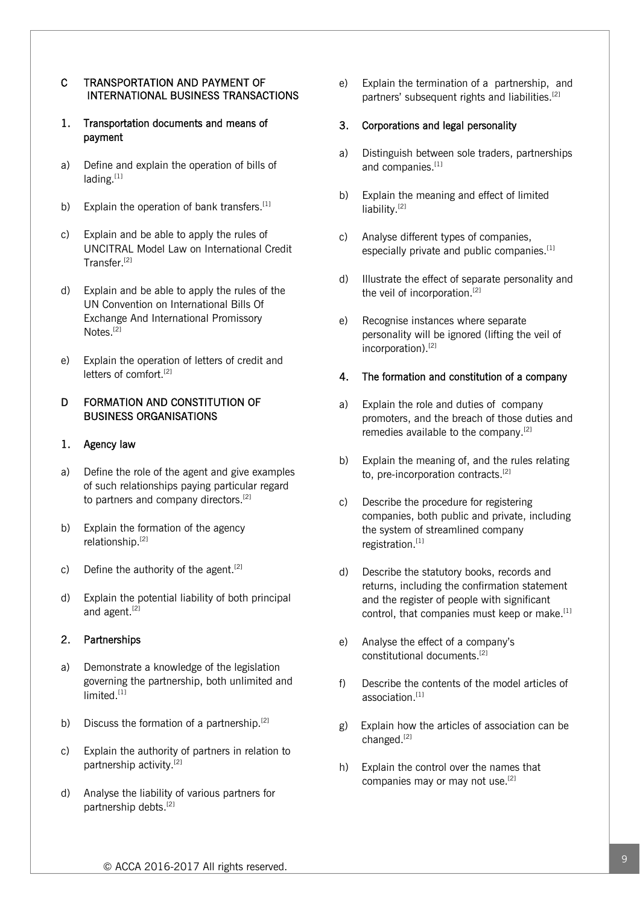## C TRANSPORTATION AND PAYMENT OF INTERNATIONAL BUSINESS TRANSACTIONS

### 1. Transportation documents and means of payment

a) Define and explain the operation of bills of lading.[1]

b) Explain the operation of bank transfers.[1]

c) Explain and be able to apply the rules of UNCITRAL Model Law on International Credit Transfer.[2]

d) Explain and be able to apply the rules of the UN Convention on International Bills Of Exchange And International Promissory Notes.[2]

e) Explain the operation of letters of credit and letters of comfort.[2]

## D FORMATION AND CONSTITUTION OF BUSINESS ORGANISATIONS

### 1. Agency law

a) Define the role of the agent and give examples of such relationships paying particular regard to partners and company directors.[2]

b) Explain the formation of the agency relationship.[2]

c) Define the authority of the agent.[2]

d) Explain the potential liability of both principal and agent.[2]

### 2. Partnerships

a) Demonstrate a knowledge of the legislation governing the partnership, both unlimited and limited.[1]

b) Discuss the formation of a partnership.[2]

c) Explain the authority of partners in relation to partnership activity.[2]

d) Analyse the liability of various partners for partnership debts.[2]

e) Explain the termination of a partnership, and partners' subsequent rights and liabilities.[2]

### 3. Corporations and legal personality

a) Distinguish between sole traders, partnerships and companies.[1]

b) Explain the meaning and effect of limited liability.[2]

c) Analyse different types of companies, especially private and public companies.[1]

d) Illustrate the effect of separate personality and the veil of incorporation.[2]

e) Recognise instances where separate personality will be ignored (lifting the veil of incorporation).[2]

### 4. The formation and constitution of a company

a) Explain the role and duties of company promoters, and the breach of those duties and remedies available to the company.[2]

b) Explain the meaning of, and the rules relating to, pre-incorporation contracts.[2]

c) Describe the procedure for registering companies, both public and private, including the system of streamlined company registration.[1]

d) Describe the statutory books, records and returns, including the confirmation statement and the register of people with significant control, that companies must keep or make.[1]

e) Analyse the effect of a company's constitutional documents.[2]

f) Describe the contents of the model articles of association.[1]

g) Explain how the articles of association can be changed.[2]

h) Explain the control over the names that companies may or may not use.[2]

© ACCA 2016-2017 All rights reserved.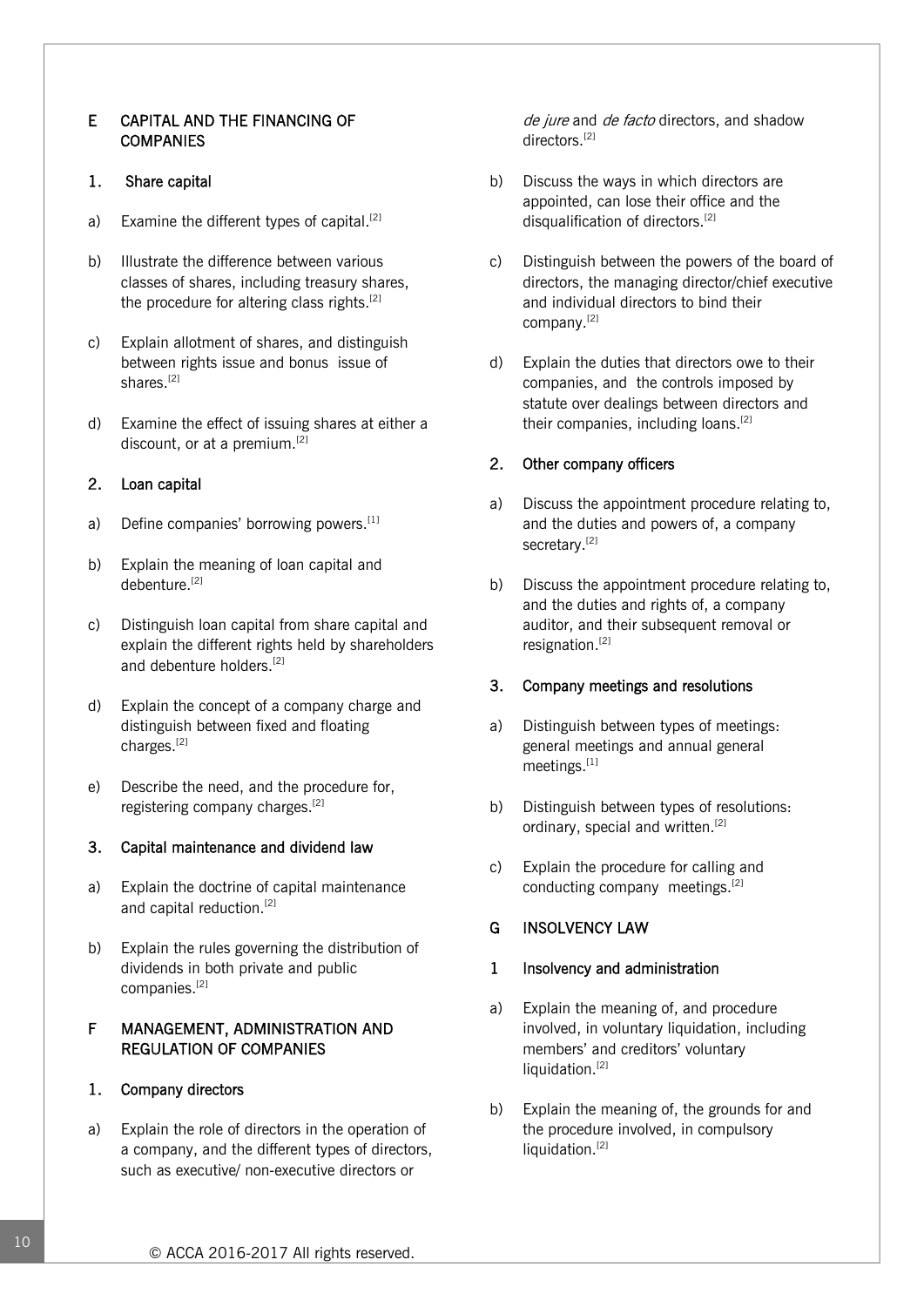## E CAPITAL AND THE FINANCING OF COMPANIES

### 1. Share capital

a) Examine the different types of capital.[2]

b) Illustrate the difference between various classes of shares, including treasury shares, the procedure for altering class rights.[2]

c) Explain allotment of shares, and distinguish between rights issue and bonus issue of shares.[2]

d) Examine the effect of issuing shares at either a discount, or at a premium.[2]

### 2. Loan capital

a) Define companies' borrowing powers.[1]

b) Explain the meaning of loan capital and debenture.[2]

c) Distinguish loan capital from share capital and explain the different rights held by shareholders and debenture holders.[2]

d) Explain the concept of a company charge and distinguish between fixed and floating charges.[2]

e) Describe the need, and the procedure for, registering company charges.[2]

### 3. Capital maintenance and dividend law

a) Explain the doctrine of capital maintenance and capital reduction.[2]

b) Explain the rules governing the distribution of dividends in both private and public companies.[2]

## F MANAGEMENT, ADMINISTRATION AND REGULATION OF COMPANIES

### 1. Company directors

a) Explain the role of directors in the operation of a company, and the different types of directors, such as executive/ non-executive directors or *de jure* and *de facto* directors, and shadow directors.[2]

b) Discuss the ways in which directors are appointed, can lose their office and the disqualification of directors.[2]

c) Distinguish between the powers of the board of directors, the managing director/chief executive and individual directors to bind their company.[2]

d) Explain the duties that directors owe to their companies, and the controls imposed by statute over dealings between directors and their companies, including loans.[2]

### 2. Other company officers

a) Discuss the appointment procedure relating to, and the duties and powers of, a company secretary.[2]

b) Discuss the appointment procedure relating to, and the duties and rights of, a company auditor, and their subsequent removal or resignation.[2]

### 3. Company meetings and resolutions

a) Distinguish between types of meetings: general meetings and annual general meetings.[1]

b) Distinguish between types of resolutions: ordinary, special and written.[2]

c) Explain the procedure for calling and conducting company meetings.[2]

## G INSOLVENCY LAW

### 1 Insolvency and administration

a) Explain the meaning of, and procedure involved, in voluntary liquidation, including members' and creditors' voluntary liquidation.[2]

b) Explain the meaning of, the grounds for and the procedure involved, in compulsory liquidation.[2]

© ACCA 2016-2017 All rights reserved.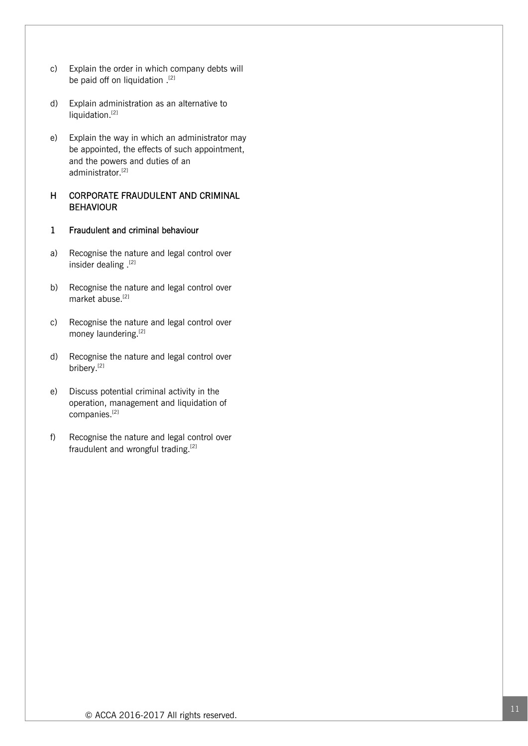c) Explain the order in which company debts will be paid off on liquidation .[2]

d) Explain administration as an alternative to liquidation.[2]

e) Explain the way in which an administrator may be appointed, the effects of such appointment, and the powers and duties of an administrator.[2]

## H CORPORATE FRAUDULENT AND CRIMINAL BEHAVIOUR

### 1 Fraudulent and criminal behaviour

a) Recognise the nature and legal control over insider dealing .[2]

b) Recognise the nature and legal control over market abuse.[2]

c) Recognise the nature and legal control over money laundering.[2]

d) Recognise the nature and legal control over bribery.[2]

e) Discuss potential criminal activity in the operation, management and liquidation of companies.[2]

f) Recognise the nature and legal control over fraudulent and wrongful trading.[2]

© ACCA 2016-2017 All rights reserved.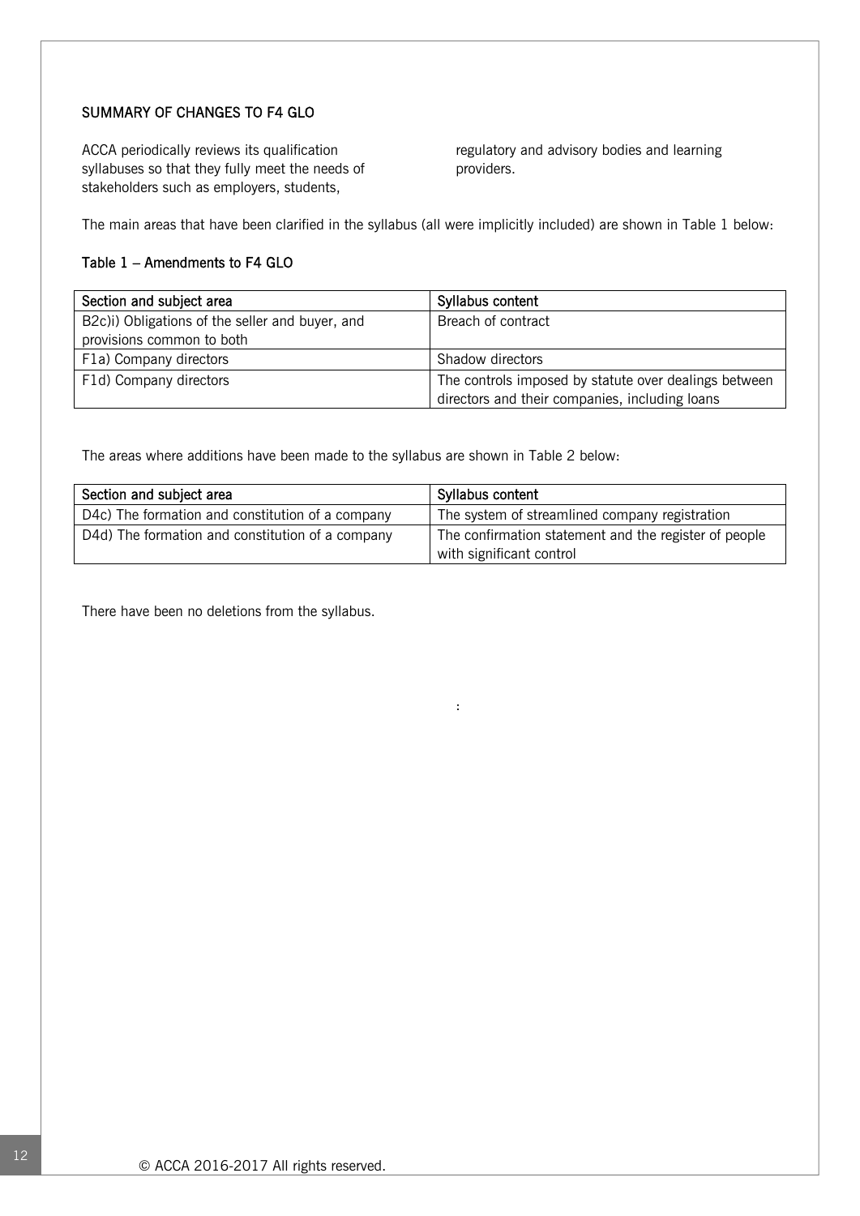## SUMMARY OF CHANGES TO F4 GLO

ACCA periodically reviews its qualification syllabuses so that they fully meet the needs of stakeholders such as employers, students, regulatory and advisory bodies and learning providers.

The main areas that have been clarified in the syllabus (all were implicitly included) are shown in Table 1 below:

**Table 1 – Amendments to F4 GLO**

| Section and subject area | Syllabus content |
|---|---|
| B2c)i) Obligations of the seller and buyer, and provisions common to both | Breach of contract |
| F1a) Company directors | Shadow directors |
| F1d) Company directors | The controls imposed by statute over dealings between directors and their companies, including loans |

The areas where additions have been made to the syllabus are shown in Table 2 below:

| Section and subject area | Syllabus content |
|---|---|
| D4c) The formation and constitution of a company | The system of streamlined company registration |
| D4d) The formation and constitution of a company | The confirmation statement and the register of people with significant control |

There have been no deletions from the syllabus.

:

© ACCA 2016-2017 All rights reserved.